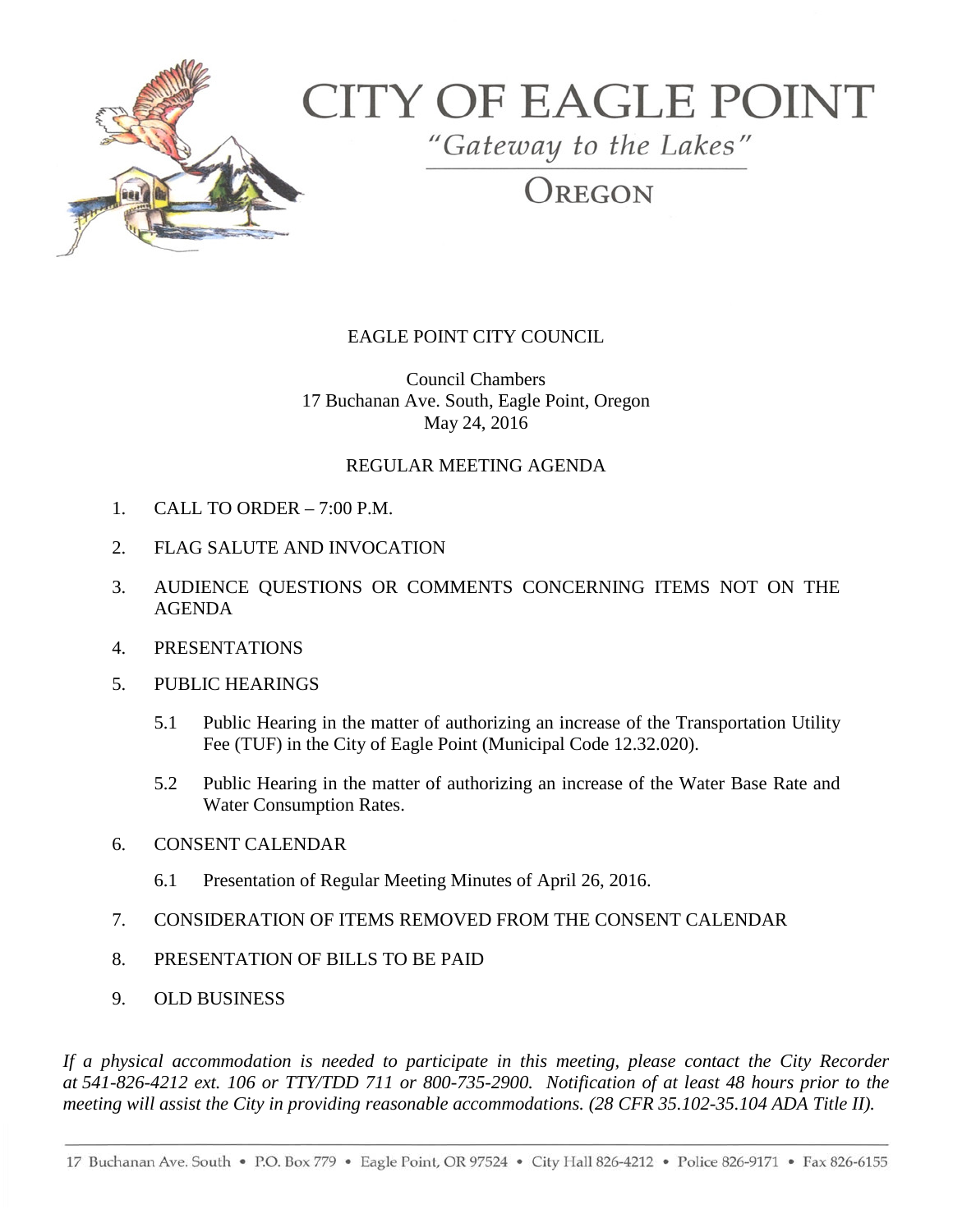# CITY OF EAGLE POINT

*"Gateway to the Lakes"*

OREGON

EAGLE POINT CITY COUNCIL

Council Chambers
17 Buchanan Ave. South, Eagle Point, Oregon
May 24, 2016

REGULAR MEETING AGENDA

1. CALL TO ORDER – 7:00 P.M.

2. FLAG SALUTE AND INVOCATION

3. AUDIENCE QUESTIONS OR COMMENTS CONCERNING ITEMS NOT ON THE AGENDA

4. PRESENTATIONS

5. PUBLIC HEARINGS

   5.1 Public Hearing in the matter of authorizing an increase of the Transportation Utility Fee (TUF) in the City of Eagle Point (Municipal Code 12.32.020).

   5.2 Public Hearing in the matter of authorizing an increase of the Water Base Rate and Water Consumption Rates.

6. CONSENT CALENDAR

   6.1 Presentation of Regular Meeting Minutes of April 26, 2016.

7. CONSIDERATION OF ITEMS REMOVED FROM THE CONSENT CALENDAR

8. PRESENTATION OF BILLS TO BE PAID

9. OLD BUSINESS

*If a physical accommodation is needed to participate in this meeting, please contact the City Recorder at 541-826-4212 ext. 106 or TTY/TDD 711 or 800-735-2900. Notification of at least 48 hours prior to the meeting will assist the City in providing reasonable accommodations. (28 CFR 35.102-35.104 ADA Title II).*

17 Buchanan Ave. South • P.O. Box 779 • Eagle Point, OR 97524 • City Hall 826-4212 • Police 826-9171 • Fax 826-6155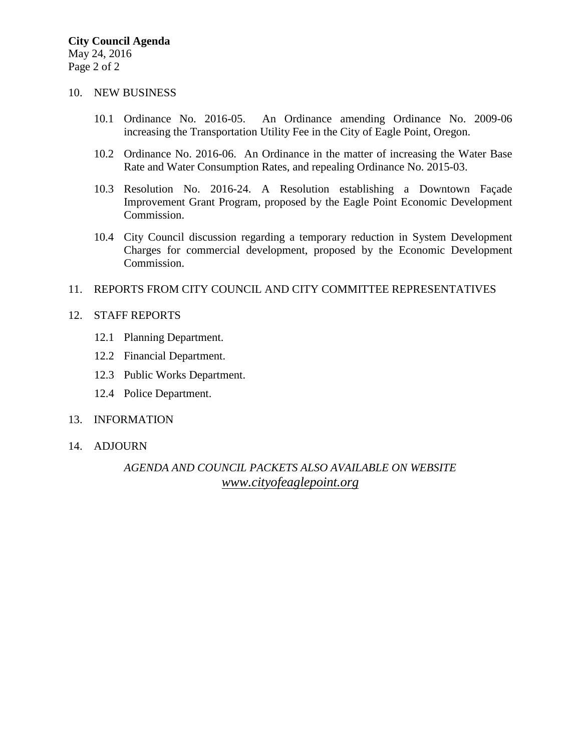10. NEW BUSINESS

    10.1 Ordinance No. 2016-05. An Ordinance amending Ordinance No. 2009-06 increasing the Transportation Utility Fee in the City of Eagle Point, Oregon.

    10.2 Ordinance No. 2016-06. An Ordinance in the matter of increasing the Water Base Rate and Water Consumption Rates, and repealing Ordinance No. 2015-03.

    10.3 Resolution No. 2016-24. A Resolution establishing a Downtown Façade Improvement Grant Program, proposed by the Eagle Point Economic Development Commission.

    10.4 City Council discussion regarding a temporary reduction in System Development Charges for commercial development, proposed by the Economic Development Commission.

11. REPORTS FROM CITY COUNCIL AND CITY COMMITTEE REPRESENTATIVES

12. STAFF REPORTS

    12.1 Planning Department.

    12.2 Financial Department.

    12.3 Public Works Department.

    12.4 Police Department.

13. INFORMATION

14. ADJOURN

*AGENDA AND COUNCIL PACKETS ALSO AVAILABLE ON WEBSITE*
*www.cityofeaglepoint.org*